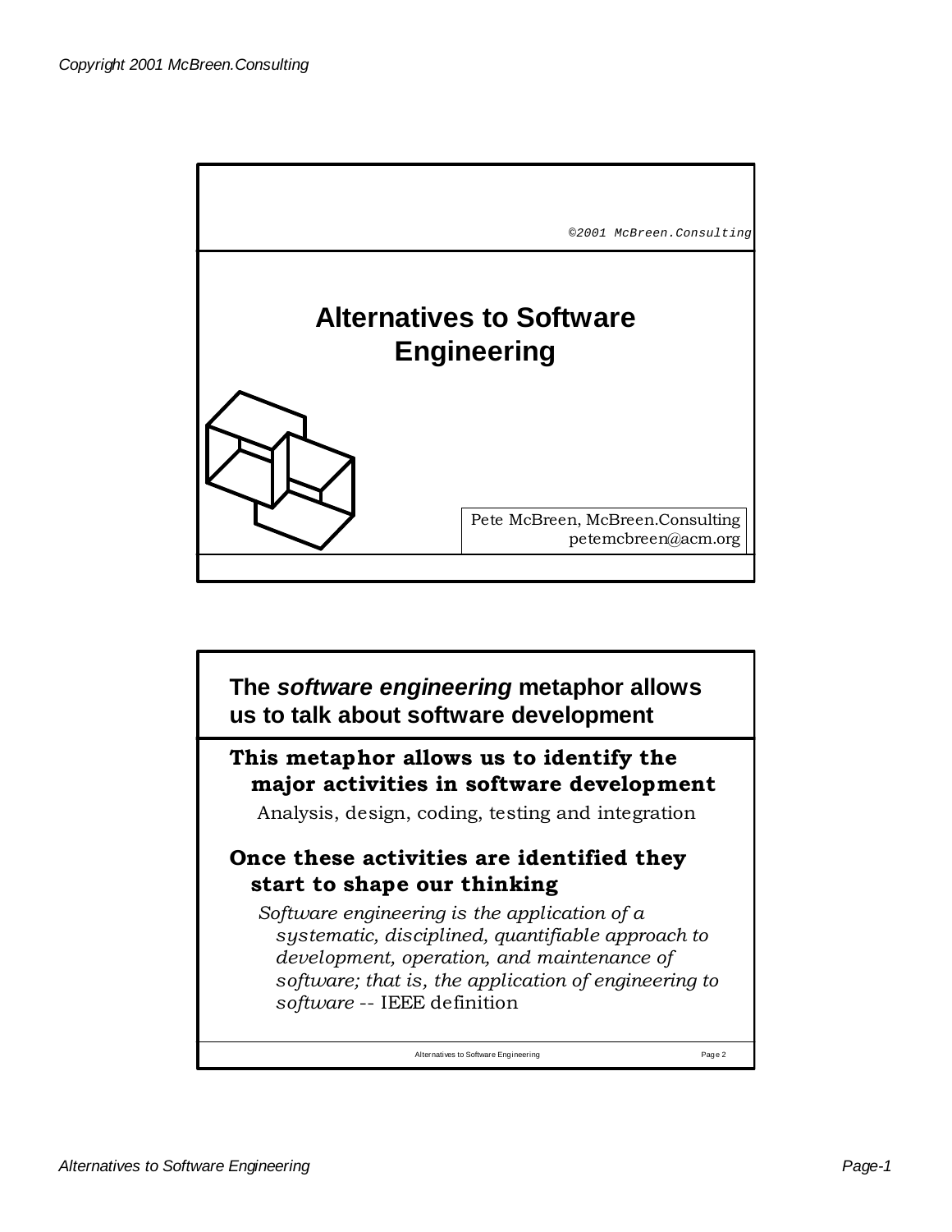©2001 McBreen.Consulting

# Alternatives to Software Engineering

Pete McBreen, McBreen.Consulting
petemcbreen@acm.org

## The *software engineering* metaphor allows us to talk about software development

**This metaphor allows us to identify the major activities in software development**

Analysis, design, coding, testing and integration

**Once these activities are identified they start to shape our thinking**

*Software engineering is the application of a systematic, disciplined, quantifiable approach to development, operation, and maintenance of software; that is, the application of engineering to software* -- IEEE definition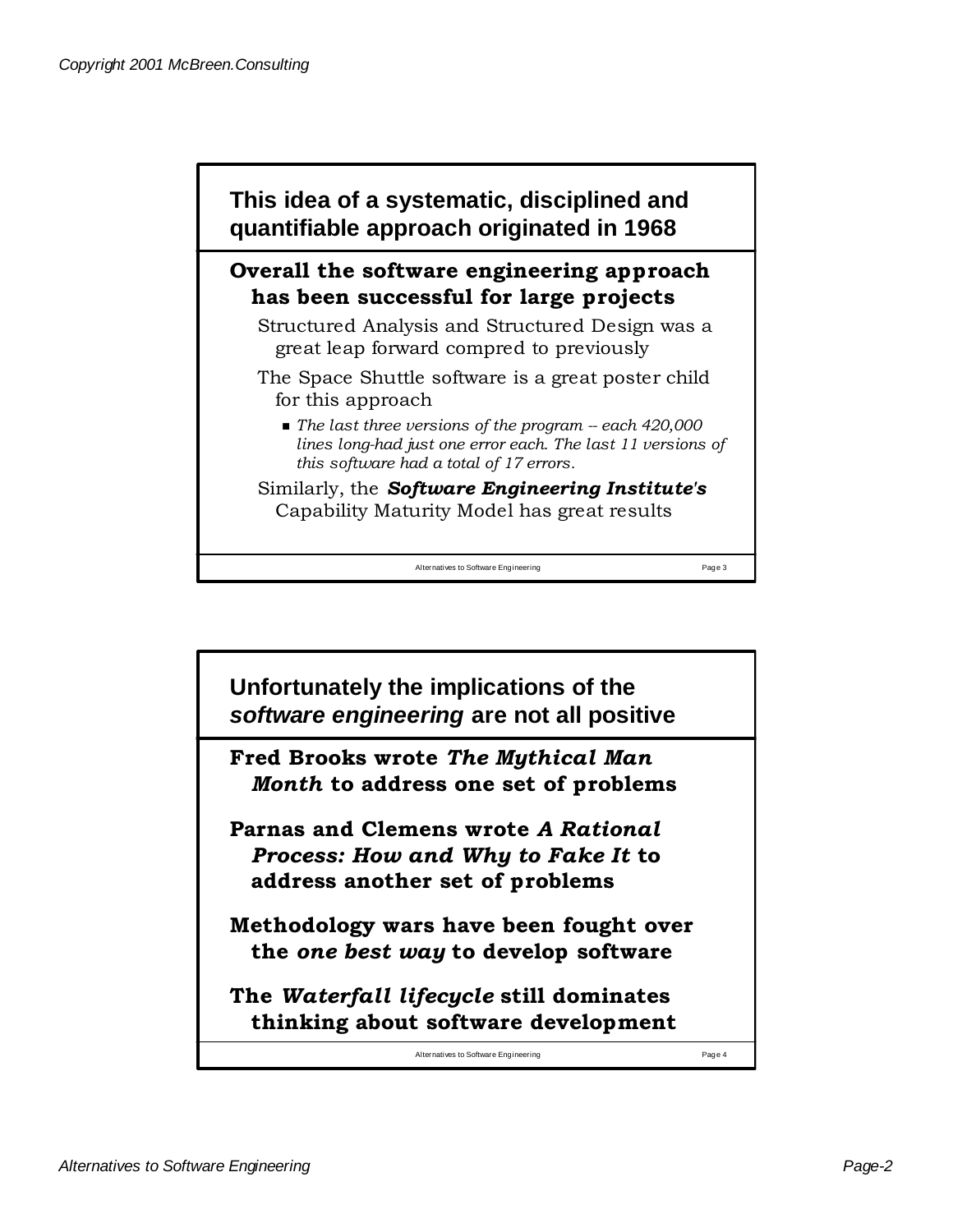## This idea of a systematic, disciplined and quantifiable approach originated in 1968

**Overall the software engineering approach has been successful for large projects**

- Structured Analysis and Structured Design was a great leap forward compred to previously
- The Space Shuttle software is a great poster child for this approach
  - *The last three versions of the program -- each 420,000 lines long-had just one error each. The last 11 versions of this software had a total of 17 errors.*
- Similarly, the ***Software Engineering Institute's*** Capability Maturity Model has great results

## Unfortunately the implications of the *software engineering* are not all positive

**Fred Brooks wrote *The Mythical Man Month* to address one set of problems**

**Parnas and Clemens wrote *A Rational Process: How and Why to Fake It* to address another set of problems**

**Methodology wars have been fought over the *one best way* to develop software**

**The *Waterfall lifecycle* still dominates thinking about software development**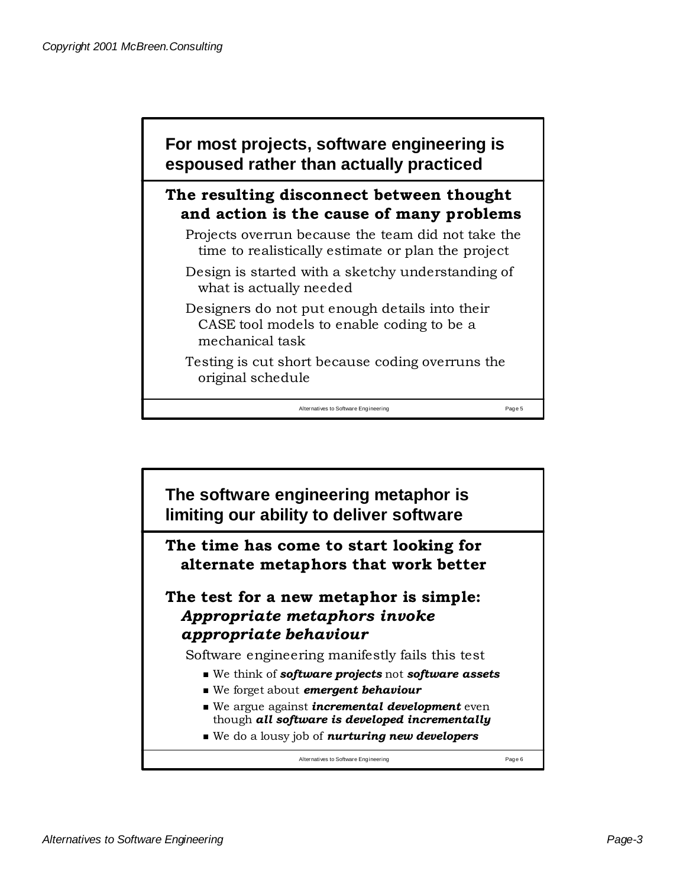## For most projects, software engineering is espoused rather than actually practiced

**The resulting disconnect between thought and action is the cause of many problems**

Projects overrun because the team did not take the time to realistically estimate or plan the project

Design is started with a sketchy understanding of what is actually needed

Designers do not put enough details into their CASE tool models to enable coding to be a mechanical task

Testing is cut short because coding overruns the original schedule

## The software engineering metaphor is limiting our ability to deliver software

**The time has come to start looking for alternate metaphors that work better**

**The test for a new metaphor is simple: *Appropriate metaphors invoke appropriate behaviour***

Software engineering manifestly fails this test

- We think of ***software projects*** not ***software assets***
- We forget about ***emergent behaviour***
- We argue against ***incremental development*** even though ***all software is developed incrementally***
- We do a lousy job of ***nurturing new developers***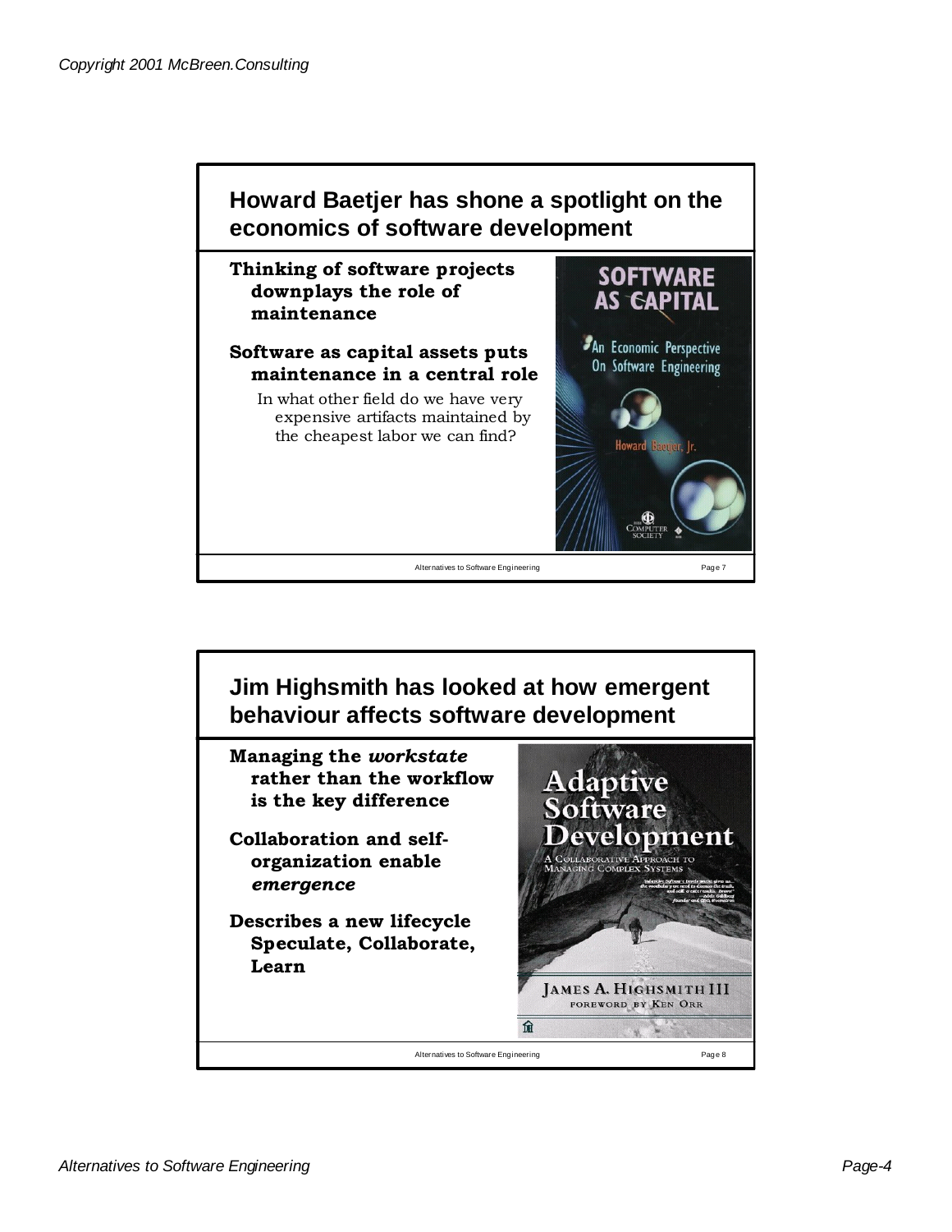## Howard Baetjer has shone a spotlight on the economics of software development

**Thinking of software projects downplays the role of maintenance**

**Software as capital assets puts maintenance in a central role**

In what other field do we have very expensive artifacts maintained by the cheapest labor we can find?

## Jim Highsmith has looked at how emergent behaviour affects software development

**Managing the *workstate* rather than the workflow is the key difference**

**Collaboration and self-organization enable *emergence***

**Describes a new lifecycle Speculate, Collaborate, Learn**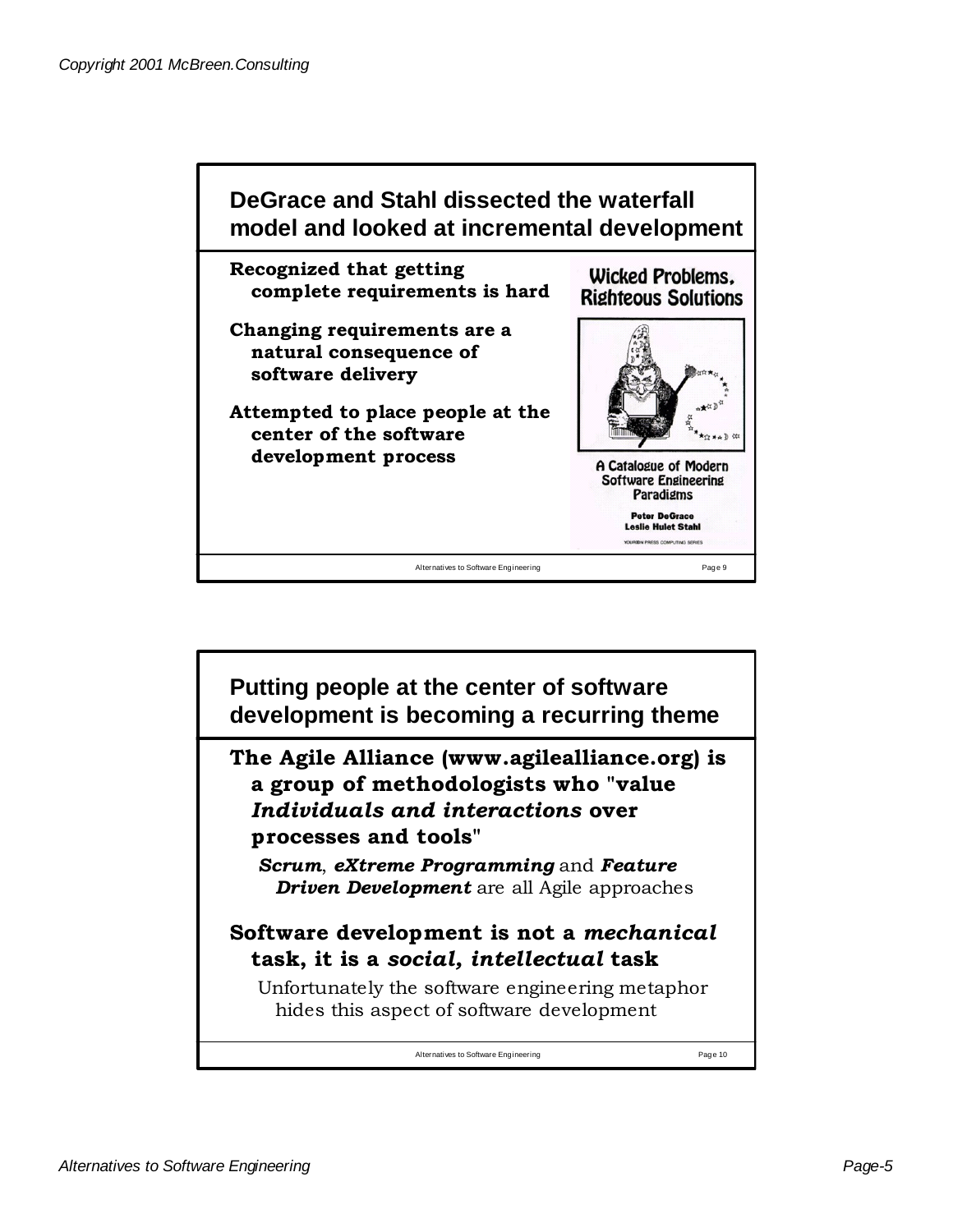## DeGrace and Stahl dissected the waterfall model and looked at incremental development

**Recognized that getting complete requirements is hard**

**Changing requirements are a natural consequence of software delivery**

**Attempted to place people at the center of the software development process**

Wicked Problems, Righteous Solutions

A Catalogue of Modern Software Engineering Paradigms

Peter DeGrace
Leslie Hulet Stahl

YOURDON PRESS COMPUTING SERIES

## Putting people at the center of software development is becoming a recurring theme

**The Agile Alliance (www.agilealliance.org) is a group of methodologists who "value *Individuals and interactions* over processes and tools"**

- ***Scrum***, ***eXtreme Programming*** and ***Feature Driven Development*** are all Agile approaches

**Software development is not a *mechanical* task, it is a *social, intellectual* task**

- Unfortunately the software engineering metaphor hides this aspect of software development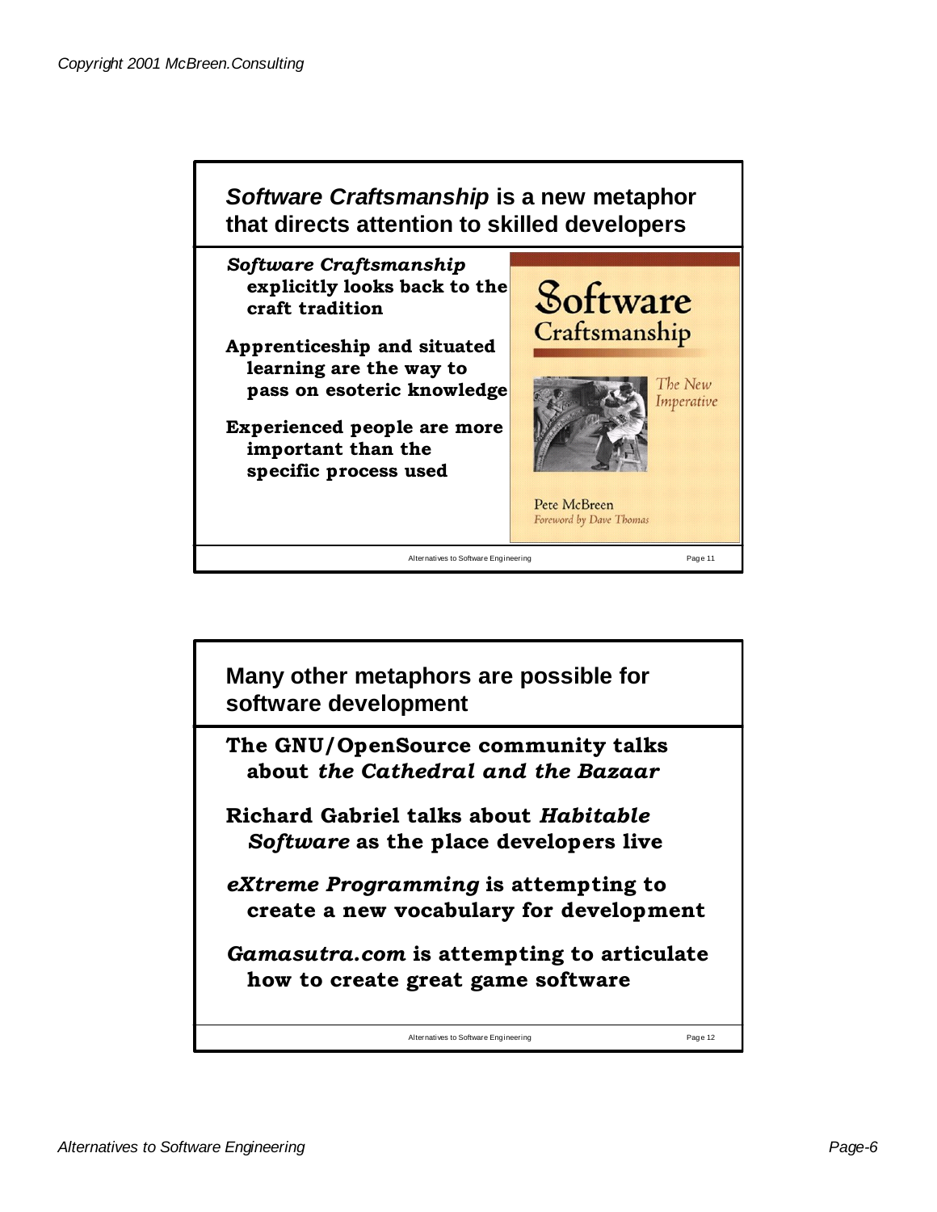## *Software Craftsmanship* is a new metaphor that directs attention to skilled developers

- ***Software Craftsmanship*** **explicitly looks back to the craft tradition**
- **Apprenticeship and situated learning are the way to pass on esoteric knowledge**
- **Experienced people are more important than the specific process used**

Software Craftsmanship
The New Imperative
Pete McBreen
Foreword by Dave Thomas

## Many other metaphors are possible for software development

- **The GNU/OpenSource community talks about *the Cathedral and the Bazaar***
- **Richard Gabriel talks about *Habitable Software* as the place developers live**
- ***eXtreme Programming*** **is attempting to create a new vocabulary for development**
- ***Gamasutra.com*** **is attempting to articulate how to create great game software**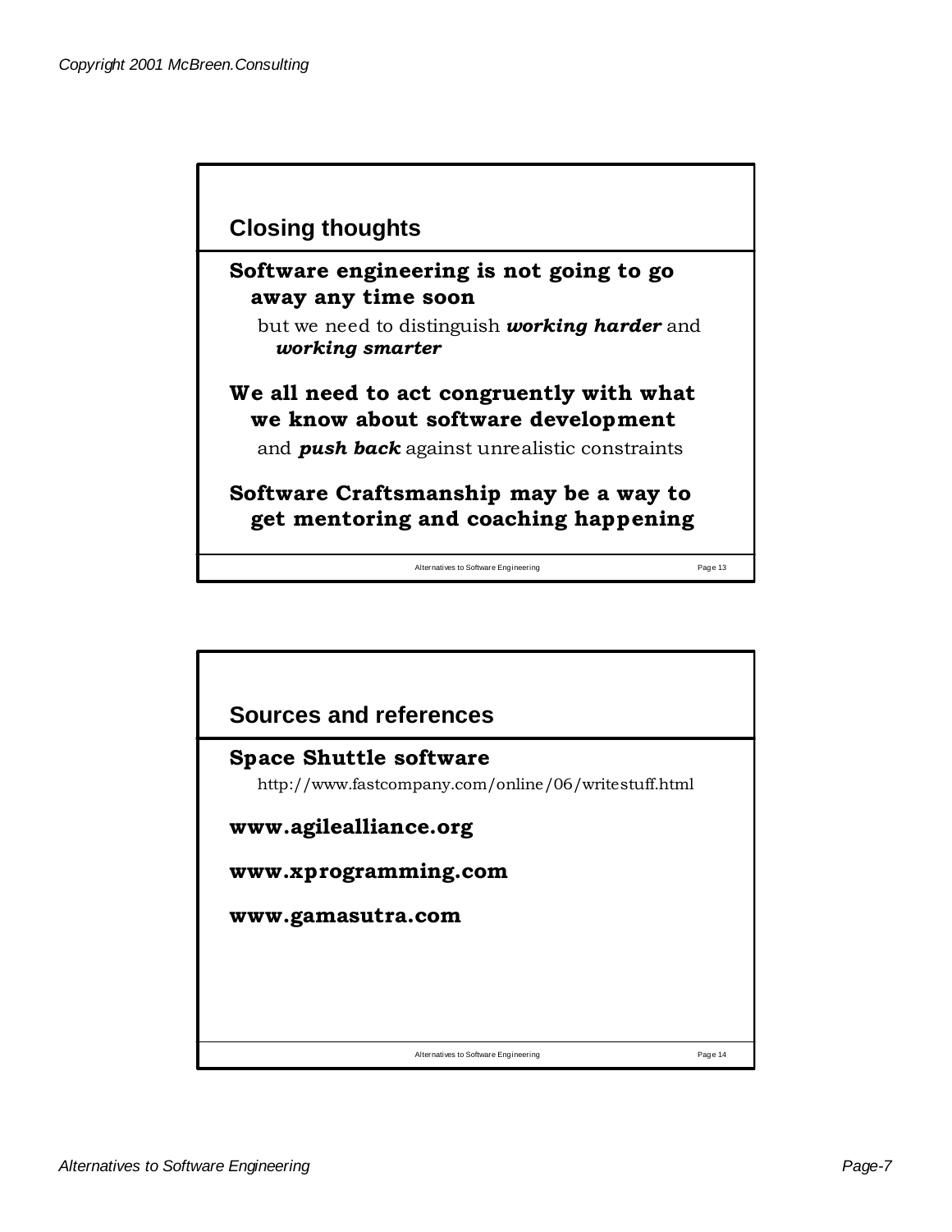## Closing thoughts

**Software engineering is not going to go away any time soon**

but we need to distinguish ***working harder*** and ***working smarter***

**We all need to act congruently with what we know about software development**

and ***push back*** against unrealistic constraints

**Software Craftsmanship may be a way to get mentoring and coaching happening**

## Sources and references

**Space Shuttle software**

http://www.fastcompany.com/online/06/writestuff.html

**www.agilealliance.org**

**www.xprogramming.com**

**www.gamasutra.com**